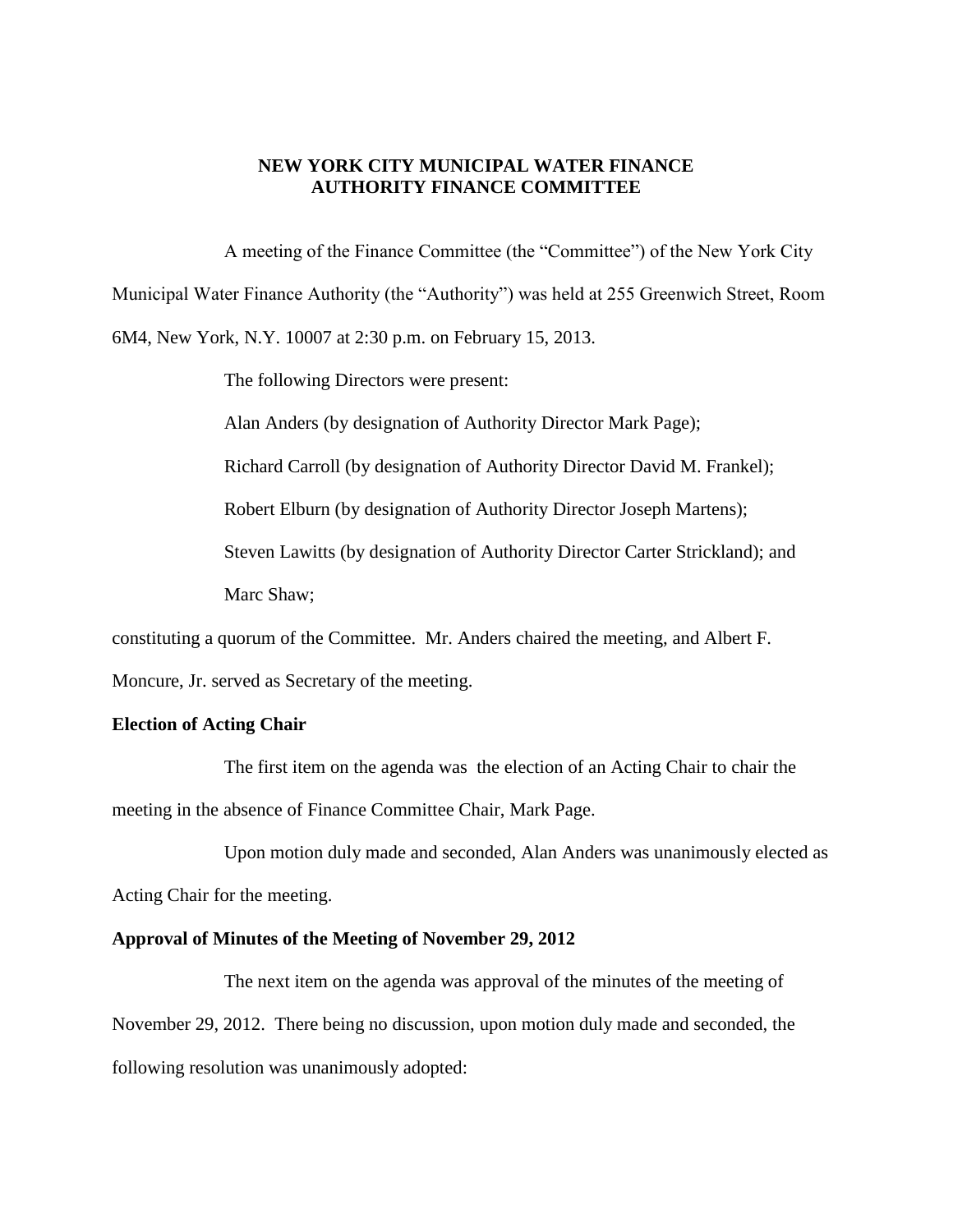# NEW YORK CITY MUNICIPAL WATER FINANCE AUTHORITY FINANCE COMMITTEE

A meeting of the Finance Committee (the "Committee") of the New York City Municipal Water Finance Authority (the "Authority") was held at 255 Greenwich Street, Room 6M4, New York, N.Y. 10007 at 2:30 p.m. on February 15, 2013.

The following Directors were present:

Alan Anders (by designation of Authority Director Mark Page);

Richard Carroll (by designation of Authority Director David M. Frankel);

Robert Elburn (by designation of Authority Director Joseph Martens);

Steven Lawitts (by designation of Authority Director Carter Strickland); and

Marc Shaw;

constituting a quorum of the Committee. Mr. Anders chaired the meeting, and Albert F. Moncure, Jr. served as Secretary of the meeting.

**Election of Acting Chair**

The first item on the agenda was the election of an Acting Chair to chair the meeting in the absence of Finance Committee Chair, Mark Page.

Upon motion duly made and seconded, Alan Anders was unanimously elected as Acting Chair for the meeting.

**Approval of Minutes of the Meeting of November 29, 2012**

The next item on the agenda was approval of the minutes of the meeting of November 29, 2012. There being no discussion, upon motion duly made and seconded, the following resolution was unanimously adopted: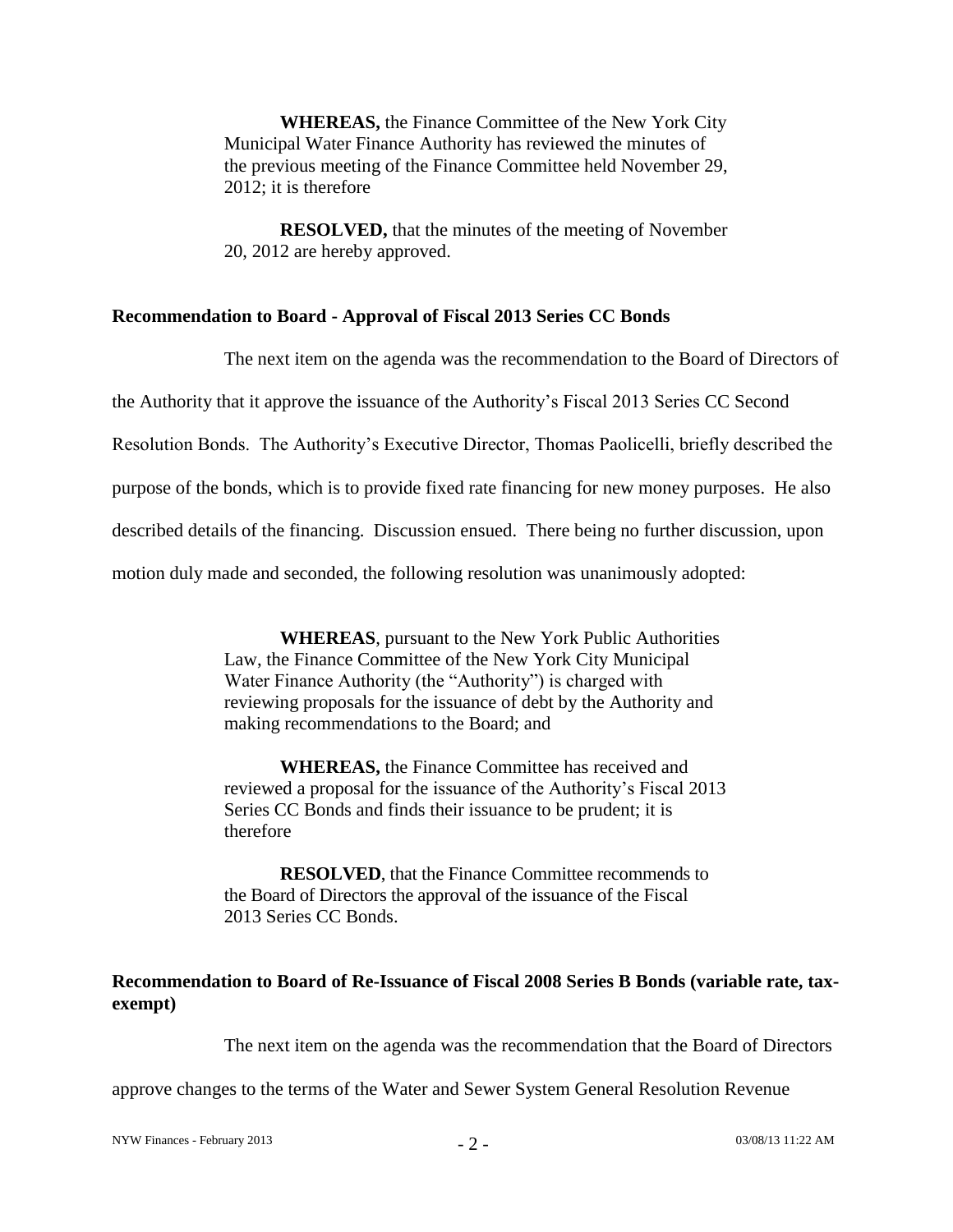**WHEREAS,** the Finance Committee of the New York City Municipal Water Finance Authority has reviewed the minutes of the previous meeting of the Finance Committee held November 29, 2012; it is therefore

**RESOLVED,** that the minutes of the meeting of November 20, 2012 are hereby approved.

### Recommendation to Board - Approval of Fiscal 2013 Series CC Bonds

The next item on the agenda was the recommendation to the Board of Directors of the Authority that it approve the issuance of the Authority's Fiscal 2013 Series CC Second Resolution Bonds. The Authority's Executive Director, Thomas Paolicelli, briefly described the purpose of the bonds, which is to provide fixed rate financing for new money purposes. He also described details of the financing. Discussion ensued. There being no further discussion, upon motion duly made and seconded, the following resolution was unanimously adopted:

**WHEREAS**, pursuant to the New York Public Authorities Law, the Finance Committee of the New York City Municipal Water Finance Authority (the "Authority") is charged with reviewing proposals for the issuance of debt by the Authority and making recommendations to the Board; and

**WHEREAS,** the Finance Committee has received and reviewed a proposal for the issuance of the Authority's Fiscal 2013 Series CC Bonds and finds their issuance to be prudent; it is therefore

**RESOLVED**, that the Finance Committee recommends to the Board of Directors the approval of the issuance of the Fiscal 2013 Series CC Bonds.

### Recommendation to Board of Re-Issuance of Fiscal 2008 Series B Bonds (variable rate, tax-exempt)

The next item on the agenda was the recommendation that the Board of Directors approve changes to the terms of the Water and Sewer System General Resolution Revenue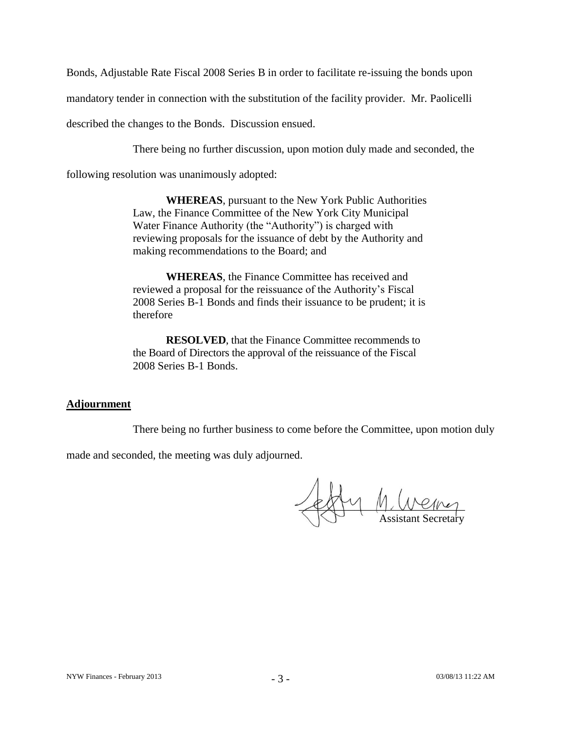Bonds, Adjustable Rate Fiscal 2008 Series B in order to facilitate re-issuing the bonds upon mandatory tender in connection with the substitution of the facility provider. Mr. Paolicelli described the changes to the Bonds. Discussion ensued.

There being no further discussion, upon motion duly made and seconded, the following resolution was unanimously adopted:

> **WHEREAS**, pursuant to the New York Public Authorities Law, the Finance Committee of the New York City Municipal Water Finance Authority (the "Authority") is charged with reviewing proposals for the issuance of debt by the Authority and making recommendations to the Board; and
>
> **WHEREAS**, the Finance Committee has received and reviewed a proposal for the reissuance of the Authority's Fiscal 2008 Series B-1 Bonds and finds their issuance to be prudent; it is therefore
>
> **RESOLVED**, that the Finance Committee recommends to the Board of Directors the approval of the reissuance of the Fiscal 2008 Series B-1 Bonds.

## Adjournment

There being no further business to come before the Committee, upon motion duly made and seconded, the meeting was duly adjourned.

Assistant Secretary